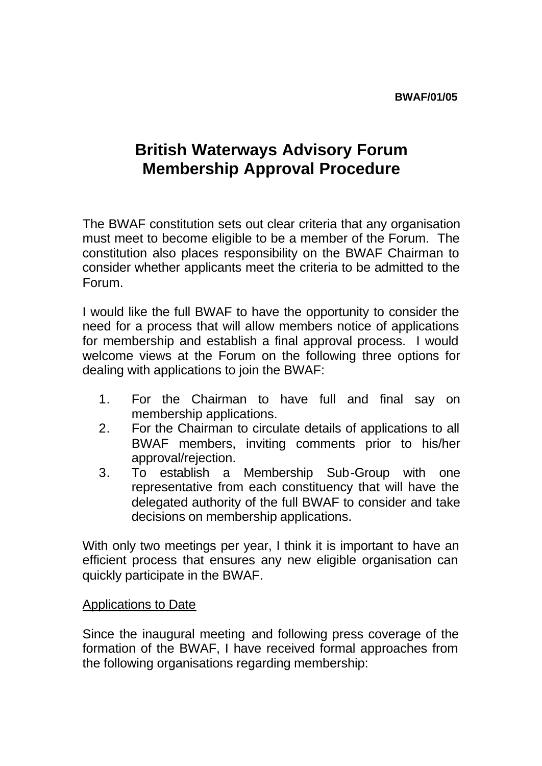**BWAF/01/05**

# British Waterways Advisory Forum
# Membership Approval Procedure

The BWAF constitution sets out clear criteria that any organisation must meet to become eligible to be a member of the Forum. The constitution also places responsibility on the BWAF Chairman to consider whether applicants meet the criteria to be admitted to the Forum.

I would like the full BWAF to have the opportunity to consider the need for a process that will allow members notice of applications for membership and establish a final approval process. I would welcome views at the Forum on the following three options for dealing with applications to join the BWAF:

1. For the Chairman to have full and final say on membership applications.
2. For the Chairman to circulate details of applications to all BWAF members, inviting comments prior to his/her approval/rejection.
3. To establish a Membership Sub-Group with one representative from each constituency that will have the delegated authority of the full BWAF to consider and take decisions on membership applications.

With only two meetings per year, I think it is important to have an efficient process that ensures any new eligible organisation can quickly participate in the BWAF.

<u>Applications to Date</u>

Since the inaugural meeting and following press coverage of the formation of the BWAF, I have received formal approaches from the following organisations regarding membership: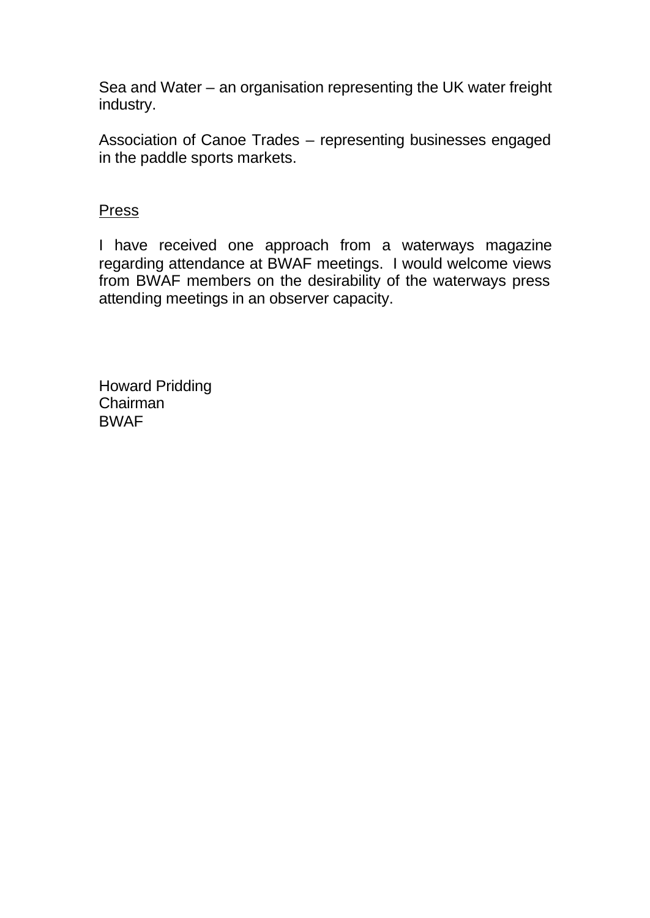Sea and Water – an organisation representing the UK water freight industry.

Association of Canoe Trades – representing businesses engaged in the paddle sports markets.

## Press

I have received one approach from a waterways magazine regarding attendance at BWAF meetings. I would welcome views from BWAF members on the desirability of the waterways press attending meetings in an observer capacity.

Howard Pridding
Chairman
BWAF